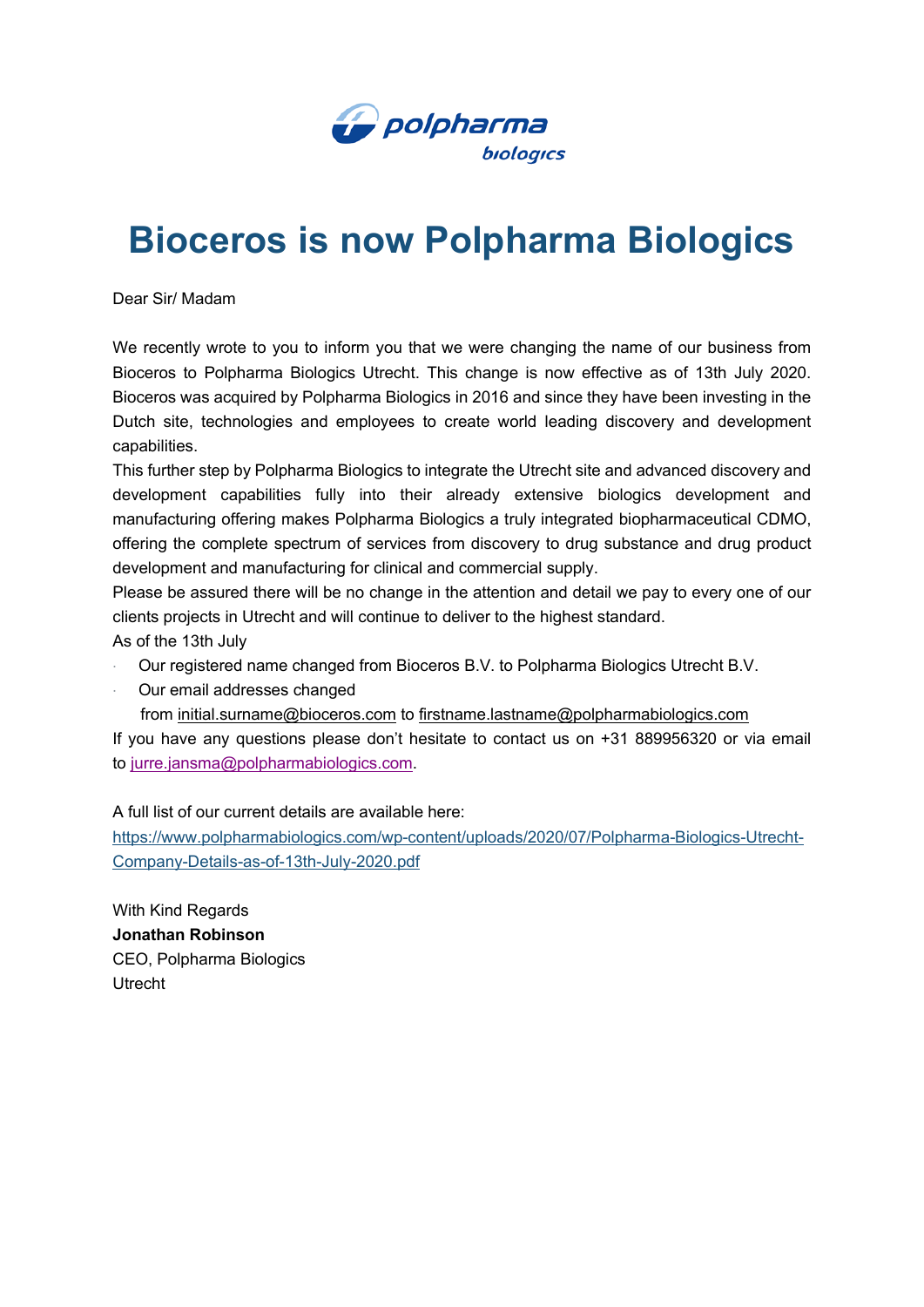polpharma biologics

# Bioceros is now Polpharma Biologics

Dear Sir/ Madam

We recently wrote to you to inform you that we were changing the name of our business from Bioceros to Polpharma Biologics Utrecht. This change is now effective as of 13th July 2020. Bioceros was acquired by Polpharma Biologics in 2016 and since they have been investing in the Dutch site, technologies and employees to create world leading discovery and development capabilities.

This further step by Polpharma Biologics to integrate the Utrecht site and advanced discovery and development capabilities fully into their already extensive biologics development and manufacturing offering makes Polpharma Biologics a truly integrated biopharmaceutical CDMO, offering the complete spectrum of services from discovery to drug substance and drug product development and manufacturing for clinical and commercial supply.

Please be assured there will be no change in the attention and detail we pay to every one of our clients projects in Utrecht and will continue to deliver to the highest standard.

As of the 13th July

- Our registered name changed from Bioceros B.V. to Polpharma Biologics Utrecht B.V.
- Our email addresses changed
  from initial.surname@bioceros.com to firstname.lastname@polpharmabiologics.com

If you have any questions please don't hesitate to contact us on +31 889956320 or via email to jurre.jansma@polpharmabiologics.com.

A full list of our current details are available here:
https://www.polpharmabiologics.com/wp-content/uploads/2020/07/Polpharma-Biologics-Utrecht-Company-Details-as-of-13th-July-2020.pdf

With Kind Regards
**Jonathan Robinson**
CEO, Polpharma Biologics
Utrecht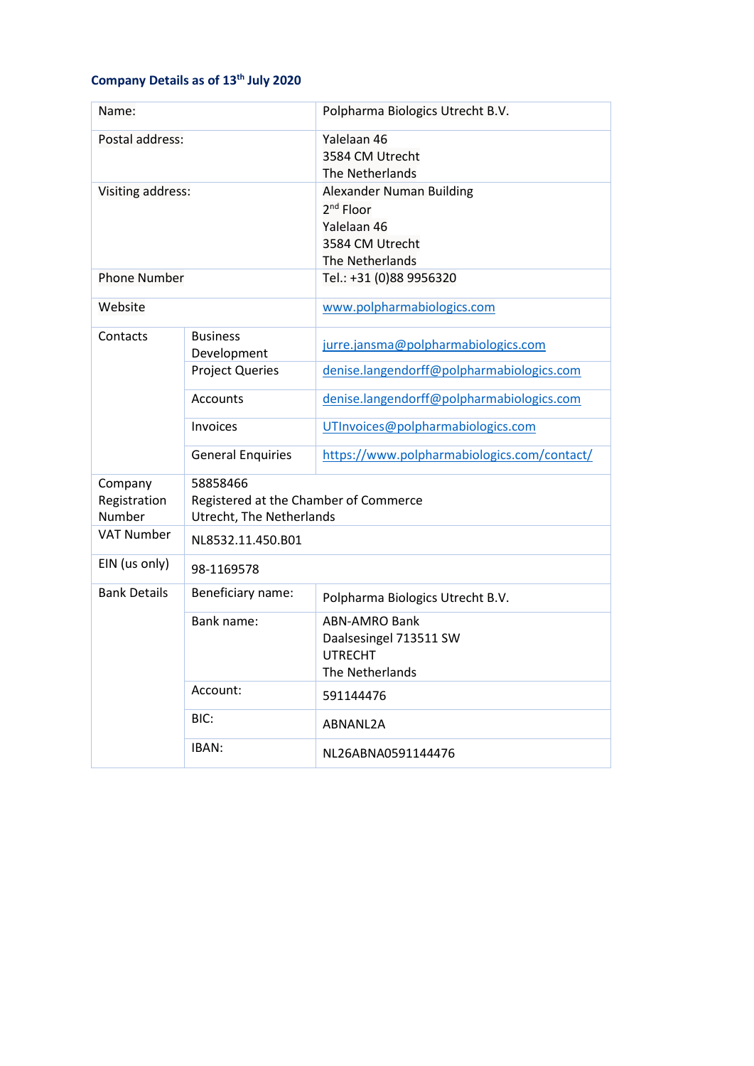### Company Details as of 13th July 2020

| | | |
|---|---|---|
| Name: | | Polpharma Biologics Utrecht B.V. |
| Postal address: | | Yalelaan 46<br>3584 CM Utrecht<br>The Netherlands |
| Visiting address: | | Alexander Numan Building<br>2nd Floor<br>Yalelaan 46<br>3584 CM Utrecht<br>The Netherlands |
| Phone Number | | Tel.: +31 (0)88 9956320 |
| Website | | www.polpharmabiologics.com |
| Contacts | Business Development | jurre.jansma@polpharmabiologics.com |
| | Project Queries | denise.langendorff@polpharmabiologics.com |
| | Accounts | denise.langendorff@polpharmabiologics.com |
| | Invoices | UTInvoices@polpharmabiologics.com |
| | General Enquiries | https://www.polpharmabiologics.com/contact/ |
| Company Registration Number | 58858466<br>Registered at the Chamber of Commerce<br>Utrecht, The Netherlands | |
| VAT Number | NL8532.11.450.B01 | |
| EIN (us only) | 98-1169578 | |
| Bank Details | Beneficiary name: | Polpharma Biologics Utrecht B.V. |
| | Bank name: | ABN-AMRO Bank<br>Daalsesingel 713511 SW<br>UTRECHT<br>The Netherlands |
| | Account: | 591144476 |
| | BIC: | ABNANL2A |
| | IBAN: | NL26ABNA0591144476 |